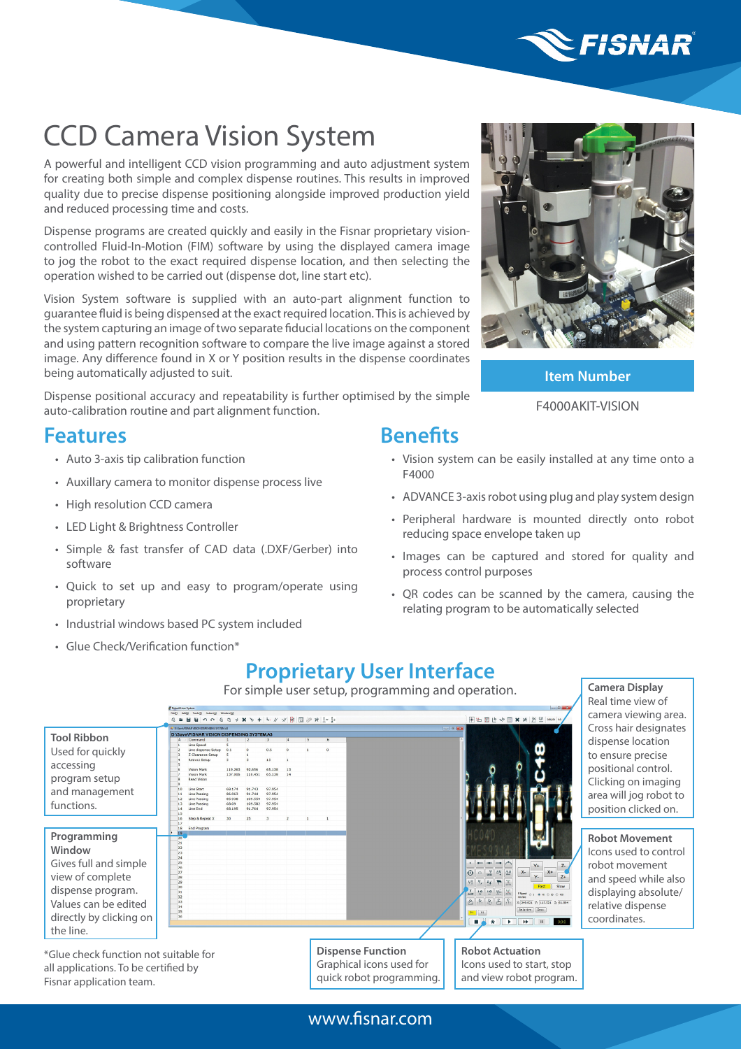# CCD Camera Vision System

A powerful and intelligent CCD vision programming and auto adjustment system for creating both simple and complex dispense routines. This results in improved quality due to precise dispense positioning alongside improved production yield and reduced processing time and costs.

Dispense programs are created quickly and easily in the Fisnar proprietary vision-controlled Fluid-In-Motion (FIM) software by using the displayed camera image to jog the robot to the exact required dispense location, and then selecting the operation wished to be carried out (dispense dot, line start etc).

Vision System software is supplied with an auto-part alignment function to guarantee fluid is being dispensed at the exact required location. This is achieved by the system capturing an image of two separate fiducial locations on the component and using pattern recognition software to compare the live image against a stored image. Any difference found in X or Y position results in the dispense coordinates being automatically adjusted to suit.

Dispense positional accuracy and repeatability is further optimised by the simple auto-calibration routine and part alignment function.

**Item Number**

F4000AKIT-VISION

## Features

- Auto 3-axis tip calibration function
- Auxillary camera to monitor dispense process live
- High resolution CCD camera
- LED Light & Brightness Controller
- Simple & fast transfer of CAD data (.DXF/Gerber) into software
- Quick to set up and easy to program/operate using proprietary
- Industrial windows based PC system included
- Glue Check/Verification function*

## Benefits

- Vision system can be easily installed at any time onto a F4000
- ADVANCE 3-axis robot using plug and play system design
- Peripheral hardware is mounted directly onto robot reducing space envelope taken up
- Images can be captured and stored for quality and process control purposes
- QR codes can be scanned by the camera, causing the relating program to be automatically selected

## Proprietary User Interface

For simple user setup, programming and operation.

**Tool Ribbon**
Used for quickly accessing program setup and management functions.

**Programming Window**
Gives full and simple view of complete dispense program. Values can be edited directly by clicking on the line.

**Camera Display**
Real time view of camera viewing area. Cross hair designates dispense location to ensure precise positional control. Clicking on imaging area will jog robot to position clicked on.

**Robot Movement**
Icons used to control robot movement and speed while also displaying absolute/relative dispense coordinates.

**Dispense Function**
Graphical icons used for quick robot programming.

**Robot Actuation**
Icons used to start, stop and view robot program.

*Glue check function not suitable for all applications. To be certified by Fisnar application team.

www.fisnar.com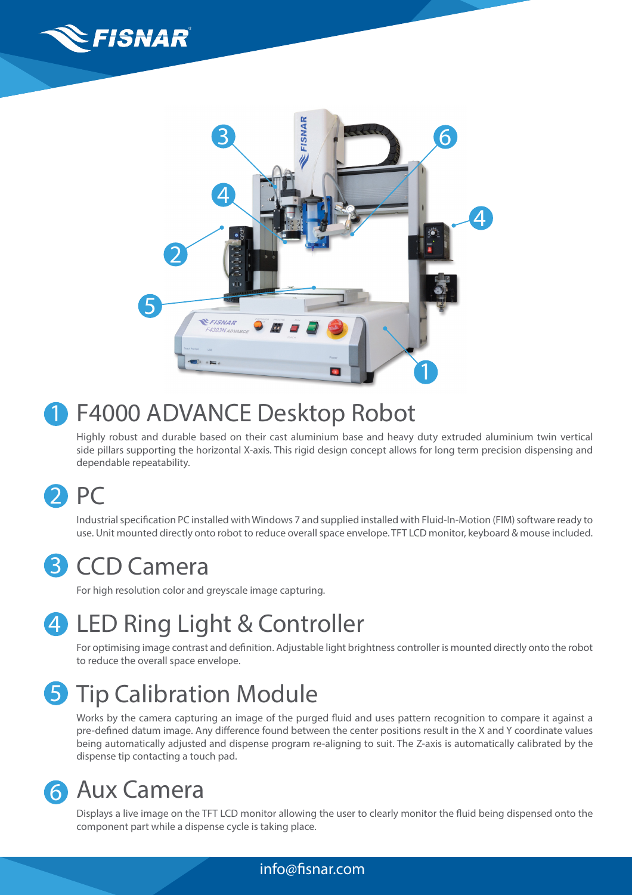## 1 F4000 ADVANCE Desktop Robot

Highly robust and durable based on their cast aluminium base and heavy duty extruded aluminium twin vertical side pillars supporting the horizontal X-axis. This rigid design concept allows for long term precision dispensing and dependable repeatability.

## 2 PC

Industrial specification PC installed with Windows 7 and supplied installed with Fluid-In-Motion (FIM) software ready to use. Unit mounted directly onto robot to reduce overall space envelope. TFT LCD monitor, keyboard & mouse included.

## 3 CCD Camera

For high resolution color and greyscale image capturing.

## 4 LED Ring Light & Controller

For optimising image contrast and definition. Adjustable light brightness controller is mounted directly onto the robot to reduce the overall space envelope.

## 5 Tip Calibration Module

Works by the camera capturing an image of the purged fluid and uses pattern recognition to compare it against a pre-defined datum image. Any difference found between the center positions result in the X and Y coordinate values being automatically adjusted and dispense program re-aligning to suit. The Z-axis is automatically calibrated by the dispense tip contacting a touch pad.

## 6 Aux Camera

Displays a live image on the TFT LCD monitor allowing the user to clearly monitor the fluid being dispensed onto the component part while a dispense cycle is taking place.

info@fisnar.com